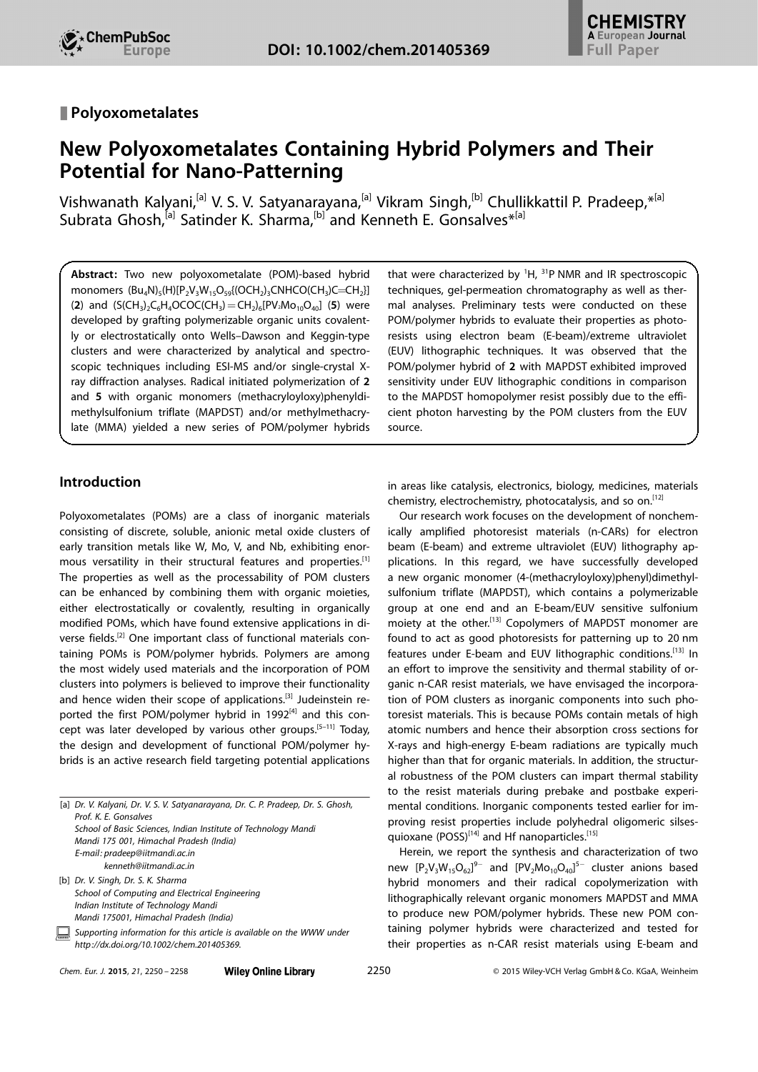## Polyoxometalates

# New Polyoxometalates Containing Hybrid Polymers and Their Potential for Nano-Patterning

Vishwanath Kalyani,[a] V. S. V. Satyanarayana,[a] Vikram Singh,[b] Chullikkattil P. Pradeep,*[a] Subrata Ghosh,[a] Satinder K. Sharma,[b] and Kenneth E. Gonsalves*[a]

**Abstract:** Two new polyoxometalate (POM)-based hybrid monomers $(Bu_4N)_5(H)[P_2V_3W_{15}O_{59}\{(OCH_2)_3CNHCO(CH_3)C{=}CH_2\}]$ (**2**) and $(S(CH_3)_2C_6H_4OCOC(CH_3){=}CH_2)_6[PV_2Mo_{10}O_{40}]$ (**5**) were developed by grafting polymerizable organic units covalently or electrostatically onto Wells–Dawson and Keggin-type clusters and were characterized by analytical and spectroscopic techniques including ESI-MS and/or single-crystal X-ray diffraction analyses. Radical initiated polymerization of **2** and **5** with organic monomers (methacryloyloxy)phenyldimethylsulfonium triflate (MAPDST) and/or methylmethacrylate (MMA) yielded a new series of POM/polymer hybrids that were characterized by $^1H$, $^{31}P$ NMR and IR spectroscopic techniques, gel-permeation chromatography as well as thermal analyses. Preliminary tests were conducted on these POM/polymer hybrids to evaluate their properties as photoresists using electron beam (E-beam)/extreme ultraviolet (EUV) lithographic techniques. It was observed that the POM/polymer hybrid of **2** with MAPDST exhibited improved sensitivity under EUV lithographic conditions in comparison to the MAPDST homopolymer resist possibly due to the efficient photon harvesting by the POM clusters from the EUV source.

## Introduction

Polyoxometalates (POMs) are a class of inorganic materials consisting of discrete, soluble, anionic metal oxide clusters of early transition metals like W, Mo, V, and Nb, exhibiting enormous versatility in their structural features and properties.[1] The properties as well as the processability of POM clusters can be enhanced by combining them with organic moieties, either electrostatically or covalently, resulting in organically modified POMs, which have found extensive applications in diverse fields.[2] One important class of functional materials containing POMs is POM/polymer hybrids. Polymers are among the most widely used materials and the incorporation of POM clusters into polymers is believed to improve their functionality and hence widen their scope of applications.[3] Judeinstein reported the first POM/polymer hybrid in 1992[4] and this concept was later developed by various other groups.[5–11] Today, the design and development of functional POM/polymer hybrids is an active research field targeting potential applications in areas like catalysis, electronics, biology, medicines, materials chemistry, electrochemistry, photocatalysis, and so on.[12]

Our research work focuses on the development of nonchemically amplified photoresist materials (n-CARs) for electron beam (E-beam) and extreme ultraviolet (EUV) lithography applications. In this regard, we have successfully developed a new organic monomer (4-(methacryloyloxy)phenyl)dimethylsulfonium triflate (MAPDST), which contains a polymerizable group at one end and an E-beam/EUV sensitive sulfonium moiety at the other.[13] Copolymers of MAPDST monomer are found to act as good photoresists for patterning up to 20 nm features under E-beam and EUV lithographic conditions.[13] In an effort to improve the sensitivity and thermal stability of organic n-CAR resist materials, we have envisaged the incorporation of POM clusters as inorganic components into such photoresist materials. This is because POMs contain metals of high atomic numbers and hence their absorption cross sections for X-rays and high-energy E-beam radiations are typically much higher than that for organic materials. In addition, the structural robustness of the POM clusters can impart thermal stability to the resist materials during prebake and postbake experimental conditions. Inorganic components tested earlier for improving resist properties include polyhedral oligomeric silsesquioxane (POSS)[14] and Hf nanoparticles.[15]

Herein, we report the synthesis and characterization of two new $[P_2V_3W_{15}O_{62}]^{9-}$ and $[PV_2Mo_{10}O_{40}]^{5-}$ cluster anions based hybrid monomers and their radical copolymerization with lithographically relevant organic monomers MAPDST and MMA to produce new POM/polymer hybrids. These new POM containing polymer hybrids were characterized and tested for their properties as n-CAR resist materials using E-beam and

[a] Dr. V. Kalyani, Dr. V. S. V. Satyanarayana, Dr. C. P. Pradeep, Dr. S. Ghosh, Prof. K. E. Gonsalves
School of Basic Sciences, Indian Institute of Technology Mandi
Mandi 175 001, Himachal Pradesh (India)
E-mail: pradeep@iitmandi.ac.in
kenneth@iitmandi.ac.in

[b] Dr. V. Singh, Dr. S. K. Sharma
School of Computing and Electrical Engineering
Indian Institute of Technology Mandi
Mandi 175001, Himachal Pradesh (India)

Supporting information for this article is available on the WWW under http://dx.doi.org/10.1002/chem.201405369.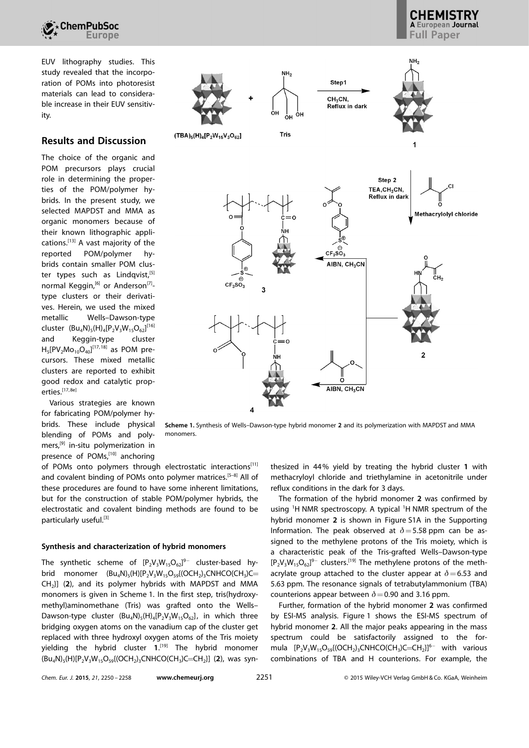EUV lithography studies. This study revealed that the incorporation of POMs into photoresist materials can lead to considerable increase in their EUV sensitivity.

## Results and Discussion

The choice of the organic and POM precursors plays crucial role in determining the properties of the POM/polymer hybrids. In the present study, we selected MAPDST and MMA as organic monomers because of their known lithographic applications.[13] A vast majority of the reported POM/polymer hybrids contain smaller POM cluster types such as Lindqvist,[5] normal Keggin,[6] or Anderson[7]-type clusters or their derivatives. Herein, we used the mixed metallic Wells–Dawson-type cluster $(Bu_4N)_5(H)_4[P_2V_3W_{15}O_{62}]$[16] and Keggin-type cluster $H_5[PV_2Mo_{10}O_{40}]$[17,18] as POM precursors. These mixed metallic clusters are reported to exhibit good redox and catalytic properties.[17,8e]

Various strategies are known for fabricating POM/polymer hybrids. These include physical blending of POMs and polymers,[9] in-situ polymerization in presence of POMs,[10] anchoring of POMs onto polymers through electrostatic interactions[11] and covalent binding of POMs onto polymer matrices.[5–8] All of these procedures are found to have some inherent limitations, but for the construction of stable POM/polymer hybrids, the electrostatic and covalent binding methods are found to be particularly useful.[3]

**Scheme 1.** Synthesis of Wells–Dawson-type hybrid monomer **2** and its polymerization with MAPDST and MMA monomers.

### Synthesis and characterization of hybrid monomers

The synthetic scheme of $[P_2V_3W_{15}O_{62}]^{9-}$ cluster-based hybrid monomer $(Bu_4N)_5(H)[P_2V_3W_{15}O_{59}\{(OCH_2)_3CNHCO(CH_3)C{=}CH_2\}]$ (**2**), and its polymer hybrids with MAPDST and MMA monomers is given in Scheme 1. In the first step, tris(hydroxymethyl)aminomethane (Tris) was grafted onto the Wells–Dawson-type cluster $(Bu_4N)_5(H)_4[P_2V_3W_{15}O_{62}]$, in which three bridging oxygen atoms on the vanadium cap of the cluster get replaced with three hydroxyl oxygen atoms of the Tris moiety yielding the hybrid cluster **1**.[19] The hybrid monomer $(Bu_4N)_5(H)[P_2V_3W_{15}O_{59}\{(OCH_2)_3CNHCO(CH_3)C{=}CH_2\}]$ (**2**), was synthesized in 44% yield by treating the hybrid cluster **1** with methacryloyl chloride and triethylamine in acetonitrile under reflux conditions in the dark for 3 days.

The formation of the hybrid monomer **2** was confirmed by using $^1H$ NMR spectroscopy. A typical $^1H$ NMR spectrum of the hybrid monomer **2** is shown in Figure S1A in the Supporting Information. The peak observed at $\delta = 5.58$ ppm can be assigned to the methylene protons of the Tris moiety, which is a characteristic peak of the Tris-grafted Wells–Dawson-type $[P_2V_3W_{15}O_{62}]^{9-}$ clusters.[19] The methylene protons of the methacrylate group attached to the cluster appear at $\delta = 6.53$ and 5.63 ppm. The resonance signals of tetrabutylammonium (TBA) counterions appear between $\delta = 0.90$ and 3.16 ppm.

Further, formation of the hybrid monomer **2** was confirmed by ESI-MS analysis. Figure 1 shows the ESI-MS spectrum of hybrid monomer **2**. All the major peaks appearing in the mass spectrum could be satisfactorily assigned to the formula $[P_2V_3W_{15}O_{59}\{(OCH_2)_3CNHCO(CH_3)C{=}CH_2\}]^{6-}$ with various combinations of TBA and H counterions. For example, the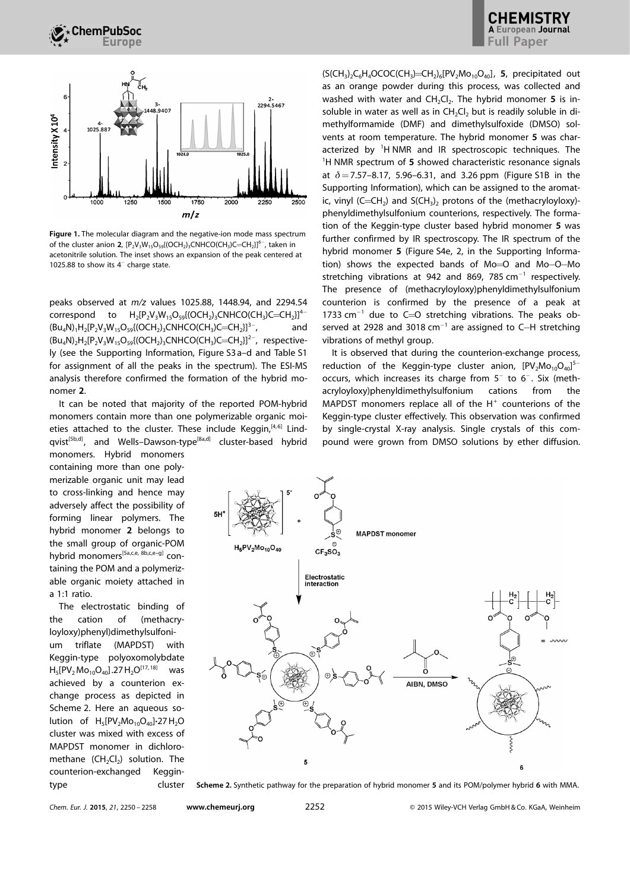**Figure 1.** The molecular diagram and the negative-ion mode mass spectrum of the cluster anion **2**, $[P_2V_3W_{15}O_{59}\{(OCH_2)_3CNHCO(CH_3)C{=}CH_2\}]^{6-}$, taken in acetonitrile solution. The inset shows an expansion of the peak centered at 1025.88 to show its $4^-$ charge state.

peaks observed at *m/z* values 1025.88, 1448.94, and 2294.54 correspond to $H_2[P_2V_3W_{15}O_{59}\{(OCH_2)_3CNHCO(CH_3)C{=}CH_2\}]^{4-}$, $(Bu_4N)_1H_2[P_2V_3W_{15}O_{59}\{(OCH_2)_3CNHCO(CH_3)C{=}CH_2\}]^{3-}$, and $(Bu_4N)_2H_2[P_2V_3W_{15}O_{59}\{(OCH_2)_3CNHCO(CH_3)C{=}CH_2\}]^{2-}$, respectively (see the Supporting Information, Figure S3 a–d and Table S1 for assignment of all the peaks in the spectrum). The ESI-MS analysis therefore confirmed the formation of the hybrid monomer **2**.

It can be noted that majority of the reported POM-hybrid monomers contain more than one polymerizable organic moieties attached to the cluster. These include Keggin,[4,6] Lindqvist[5b,d], and Wells–Dawson-type[8a,d] cluster-based hybrid monomers. Hybrid monomers containing more than one polymerizable organic unit may lead to cross-linking and hence may adversely affect the possibility of forming linear polymers. The hybrid monomer **2** belongs to the small group of organic-POM hybrid monomers[5a,c,e, 8b,c,e–g] containing the POM and a polymerizable organic moiety attached in a 1:1 ratio.

The electrostatic binding of the cation of (methacryloyloxy)phenyl)dimethylsulfonium triflate (MAPDST) with Keggin-type polyoxomolybdate $H_5[PV_2Mo_{10}O_{40}].27H_2O$[17,18] was achieved by a counterion exchange process as depicted in Scheme 2. Here an aqueous solution of $H_5[PV_2Mo_{10}O_{40}]{\cdot}27H_2O$ cluster was mixed with excess of MAPDST monomer in dichloromethane ($CH_2Cl_2$) solution. The counterion-exchanged Keggin-type cluster $(S(CH_3)_2C_6H_4OCOC(CH_3){=}CH_2)_6[PV_2Mo_{10}O_{40}]$, **5**, precipitated out as an orange powder during this process, was collected and washed with water and $CH_2Cl_2$. The hybrid monomer **5** is insoluble in water as well as in $CH_2Cl_2$ but is readily soluble in dimethylformamide (DMF) and dimethylsulfoxide (DMSO) solvents at room temperature. The hybrid monomer **5** was characterized by $^1H$ NMR and IR spectroscopic techniques. The $^1H$ NMR spectrum of **5** showed characteristic resonance signals at $\delta = 7.57$–8.17, 5.96–6.31, and 3.26 ppm (Figure S1B in the Supporting Information), which can be assigned to the aromatic, vinyl ($C{=}CH_2$) and $S(CH_3)_2$ protons of the (methacryloyloxy)phenyldimethylsulfonium counterions, respectively. The formation of the Keggin-type cluster based hybrid monomer **5** was further confirmed by IR spectroscopy. The IR spectrum of the hybrid monomer **5** (Figure S4e, 2, in the Supporting Information) shows the expected bands of Mo=O and Mo–O–Mo stretching vibrations at 942 and 869, 785 $cm^{-1}$ respectively. The presence of (methacryloyloxy)phenyldimethylsulfonium counterion is confirmed by the presence of a peak at 1733 $cm^{-1}$ due to C=O stretching vibrations. The peaks observed at 2928 and 3018 $cm^{-1}$ are assigned to C–H stretching vibrations of methyl group.

It is observed that during the counterion-exchange process, reduction of the Keggin-type cluster anion, $[PV_2Mo_{10}O_{40}]^{5-}$ occurs, which increases its charge from $5^-$ to $6^-$. Six (methacryloyloxy)phenyldimethylsulfonium cations from the MAPDST monomers replace all of the $H^+$ counterions of the Keggin-type cluster effectively. This observation was confirmed by single-crystal X-ray analysis. Single crystals of this compound were grown from DMSO solutions by ether diffusion.

**Scheme 2.** Synthetic pathway for the preparation of hybrid monomer **5** and its POM/polymer hybrid **6** with MMA.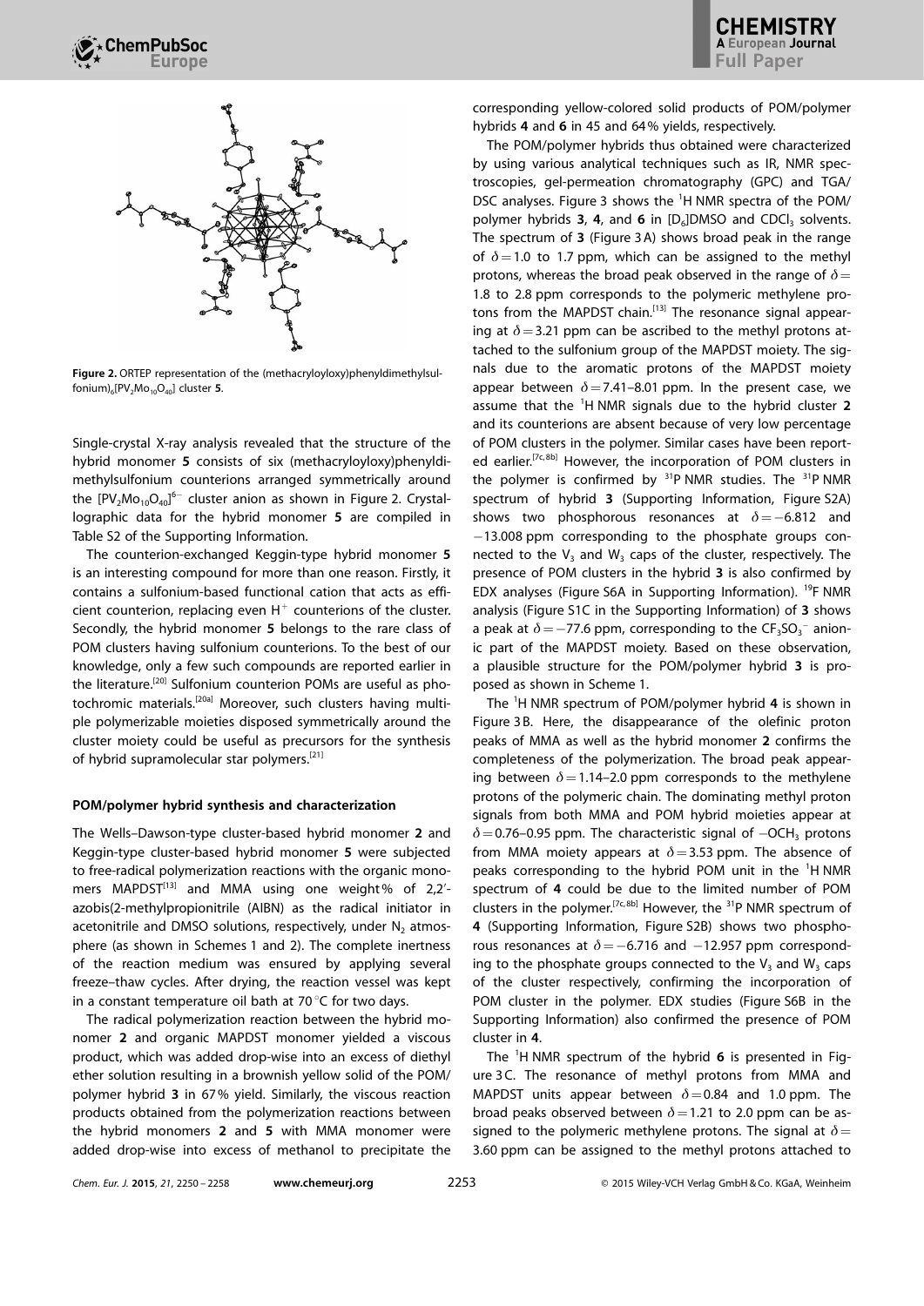Figure 2. ORTEP representation of the (methacryloyloxy)phenyldimethylsulfonium)$_6$[$PV_2Mo_{10}O_{40}$] cluster **5**.

Single-crystal X-ray analysis revealed that the structure of the hybrid monomer **5** consists of six (methacryloyloxy)phenyldimethylsulfonium counterions arranged symmetrically around the $[PV_2Mo_{10}O_{40}]^{6-}$ cluster anion as shown in Figure 2. Crystallographic data for the hybrid monomer **5** are compiled in Table S2 of the Supporting Information.

The counterion-exchanged Keggin-type hybrid monomer **5** is an interesting compound for more than one reason. Firstly, it contains a sulfonium-based functional cation that acts as efficient counterion, replacing even $H^+$ counterions of the cluster. Secondly, the hybrid monomer **5** belongs to the rare class of POM clusters having sulfonium counterions. To the best of our knowledge, only a few such compounds are reported earlier in the literature.[20] Sulfonium counterion POMs are useful as photochromic materials.[20a] Moreover, such clusters having multiple polymerizable moieties disposed symmetrically around the cluster moiety could be useful as precursors for the synthesis of hybrid supramolecular star polymers.[21]

### POM/polymer hybrid synthesis and characterization

The Wells–Dawson-type cluster-based hybrid monomer **2** and Keggin-type cluster-based hybrid monomer **5** were subjected to free-radical polymerization reactions with the organic monomers MAPDST[13] and MMA using one weight% of 2,2′-azobis(2-methylpropionitrile (AIBN) as the radical initiator in acetonitrile and DMSO solutions, respectively, under $N_2$ atmosphere (as shown in Schemes 1 and 2). The complete inertness of the reaction medium was ensured by applying several freeze–thaw cycles. After drying, the reaction vessel was kept in a constant temperature oil bath at 70 °C for two days.

The radical polymerization reaction between the hybrid monomer **2** and organic MAPDST monomer yielded a viscous product, which was added drop-wise into an excess of diethyl ether solution resulting in a brownish yellow solid of the POM/polymer hybrid **3** in 67% yield. Similarly, the viscous reaction products obtained from the polymerization reactions between the hybrid monomers **2** and **5** with MMA monomer were added drop-wise into excess of methanol to precipitate the corresponding yellow-colored solid products of POM/polymer hybrids **4** and **6** in 45 and 64% yields, respectively.

The POM/polymer hybrids thus obtained were characterized by using various analytical techniques such as IR, NMR spectroscopies, gel-permeation chromatography (GPC) and TGA/DSC analyses. Figure 3 shows the $^1$H NMR spectra of the POM/polymer hybrids **3**, **4**, and **6** in [D$_6$]DMSO and $CDCl_3$ solvents. The spectrum of **3** (Figure 3 A) shows broad peak in the range of $\delta = 1.0$ to 1.7 ppm, which can be assigned to the methyl protons, whereas the broad peak observed in the range of $\delta =$ 1.8 to 2.8 ppm corresponds to the polymeric methylene protons from the MAPDST chain.[13] The resonance signal appearing at $\delta = 3.21$ ppm can be ascribed to the methyl protons attached to the sulfonium group of the MAPDST moiety. The signals due to the aromatic protons of the MAPDST moiety appear between $\delta = 7.41$–8.01 ppm. In the present case, we assume that the $^1$H NMR signals due to the hybrid cluster **2** and its counterions are absent because of very low percentage of POM clusters in the polymer. Similar cases have been reported earlier.[7c,8b] However, the incorporation of POM clusters in the polymer is confirmed by $^{31}$P NMR studies. The $^{31}$P NMR spectrum of hybrid **3** (Supporting Information, Figure S2A) shows two phosphorous resonances at $\delta = -6.812$ and $-13.008$ ppm corresponding to the phosphate groups connected to the $V_3$ and $W_3$ caps of the cluster, respectively. The presence of POM clusters in the hybrid **3** is also confirmed by EDX analyses (Figure S6A in Supporting Information). $^{19}$F NMR analysis (Figure S1C in the Supporting Information) of **3** shows a peak at $\delta = -77.6$ ppm, corresponding to the $CF_3SO_3^-$ anionic part of the MAPDST moiety. Based on these observation, a plausible structure for the POM/polymer hybrid **3** is proposed as shown in Scheme 1.

The $^1$H NMR spectrum of POM/polymer hybrid **4** is shown in Figure 3 B. Here, the disappearance of the olefinic proton peaks of MMA as well as the hybrid monomer **2** confirms the completeness of the polymerization. The broad peak appearing between $\delta = 1.14$–2.0 ppm corresponds to the methylene protons of the polymeric chain. The dominating methyl proton signals from both MMA and POM hybrid moieties appear at $\delta = 0.76$–0.95 ppm. The characteristic signal of $-OCH_3$ protons from MMA moiety appears at $\delta = 3.53$ ppm. The absence of peaks corresponding to the hybrid POM unit in the $^1$H NMR spectrum of **4** could be due to the limited number of POM clusters in the polymer.[7c,8b] However, the $^{31}$P NMR spectrum of **4** (Supporting Information, Figure S2B) shows two phosphorous resonances at $\delta = -6.716$ and $-12.957$ ppm corresponding to the phosphate groups connected to the $V_3$ and $W_3$ caps of the cluster respectively, confirming the incorporation of POM cluster in the polymer. EDX studies (Figure S6B in the Supporting Information) also confirmed the presence of POM cluster in **4**.

The $^1$H NMR spectrum of the hybrid **6** is presented in Figure 3 C. The resonance of methyl protons from MMA and MAPDST units appear between $\delta = 0.84$ and 1.0 ppm. The broad peaks observed between $\delta = 1.21$ to 2.0 ppm can be assigned to the polymeric methylene protons. The signal at $\delta =$ 3.60 ppm can be assigned to the methyl protons attached to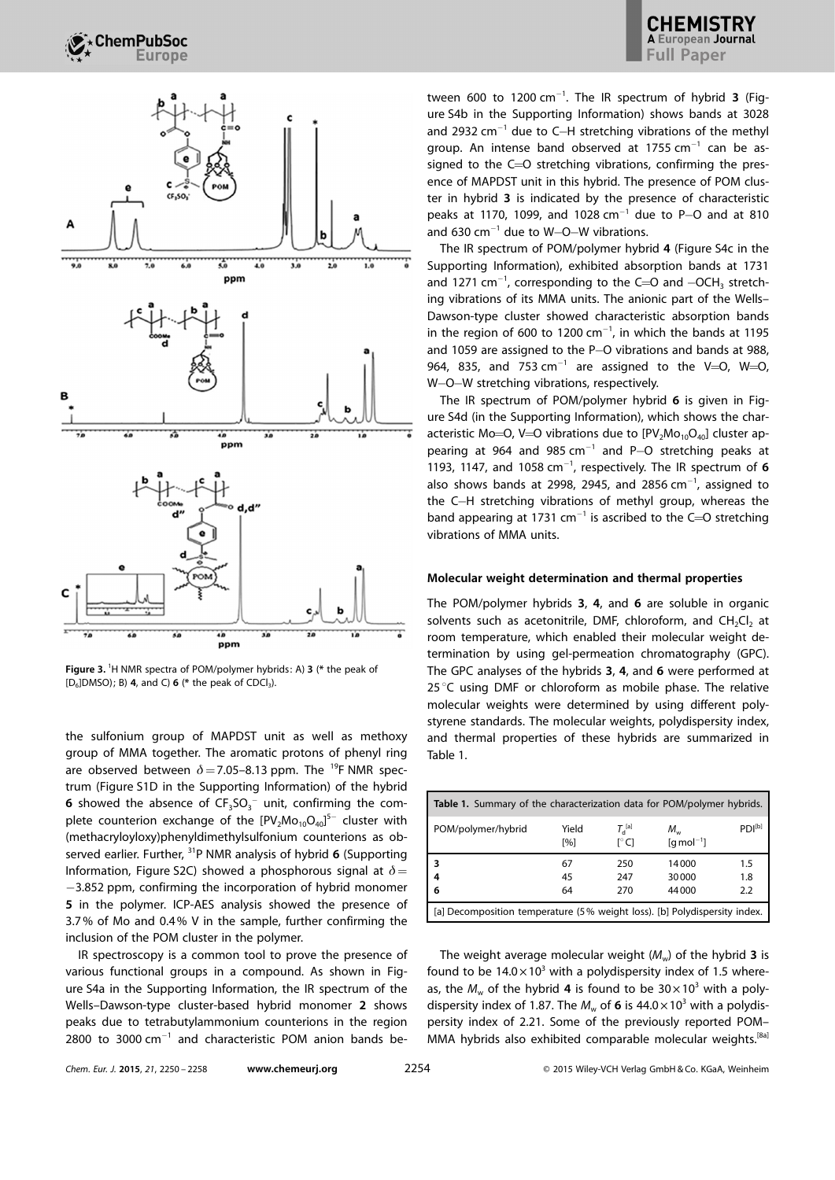Figure 3. $^{1}$H NMR spectra of POM/polymer hybrids: A) 3 (* the peak of [D$_6$]DMSO); B) 4, and C) 6 (* the peak of CDCl$_3$).

the sulfonium group of MAPDST unit as well as methoxy group of MMA together. The aromatic protons of phenyl ring are observed between $\delta = 7.05$–8.13 ppm. The $^{19}$F NMR spectrum (Figure S1D in the Supporting Information) of the hybrid 6 showed the absence of $CF_3SO_3^-$ unit, confirming the complete counterion exchange of the $[PV_2Mo_{10}O_{40}]^{5-}$ cluster with (methacryloyloxy)phenyldimethylsulfonium counterions as observed earlier. Further, $^{31}$P NMR analysis of hybrid 6 (Supporting Information, Figure S2C) showed a phosphorous signal at $\delta = -3.852$ ppm, confirming the incorporation of hybrid monomer 5 in the polymer. ICP-AES analysis showed the presence of 3.7% of Mo and 0.4% V in the sample, further confirming the inclusion of the POM cluster in the polymer.

IR spectroscopy is a common tool to prove the presence of various functional groups in a compound. As shown in Figure S4a in the Supporting Information, the IR spectrum of the Wells–Dawson-type cluster-based hybrid monomer 2 shows peaks due to tetrabutylammonium counterions in the region 2800 to 3000 cm$^{-1}$ and characteristic POM anion bands between 600 to 1200 cm$^{-1}$. The IR spectrum of hybrid 3 (Figure S4b in the Supporting Information) shows bands at 3028 and 2932 cm$^{-1}$ due to C–H stretching vibrations of the methyl group. An intense band observed at 1755 cm$^{-1}$ can be assigned to the C=O stretching vibrations, confirming the presence of MAPDST unit in this hybrid. The presence of POM cluster in hybrid 3 is indicated by the presence of characteristic peaks at 1170, 1099, and 1028 cm$^{-1}$ due to P–O and at 810 and 630 cm$^{-1}$ due to W–O–W vibrations.

The IR spectrum of POM/polymer hybrid 4 (Figure S4c in the Supporting Information), exhibited absorption bands at 1731 and 1271 cm$^{-1}$, corresponding to the C=O and $-OCH_3$ stretching vibrations of its MMA units. The anionic part of the Wells–Dawson-type cluster showed characteristic absorption bands in the region of 600 to 1200 cm$^{-1}$, in which the bands at 1195 and 1059 are assigned to the P–O vibrations and bands at 988, 964, 835, and 753 cm$^{-1}$ are assigned to the V=O, W=O, W–O–W stretching vibrations, respectively.

The IR spectrum of POM/polymer hybrid 6 is given in Figure S4d (in the Supporting Information), which shows the characteristic Mo=O, V=O vibrations due to $[PV_2Mo_{10}O_{40}]$ cluster appearing at 964 and 985 cm$^{-1}$ and P–O stretching peaks at 1193, 1147, and 1058 cm$^{-1}$, respectively. The IR spectrum of 6 also shows bands at 2998, 2945, and 2856 cm$^{-1}$, assigned to the C–H stretching vibrations of methyl group, whereas the band appearing at 1731 cm$^{-1}$ is ascribed to the C=O stretching vibrations of MMA units.

#### Molecular weight determination and thermal properties

The POM/polymer hybrids 3, 4, and 6 are soluble in organic solvents such as acetonitrile, DMF, chloroform, and $CH_2Cl_2$ at room temperature, which enabled their molecular weight determination by using gel-permeation chromatography (GPC). The GPC analyses of the hybrids 3, 4, and 6 were performed at 25 °C using DMF or chloroform as mobile phase. The relative molecular weights were determined by using different polystyrene standards. The molecular weights, polydispersity index, and thermal properties of these hybrids are summarized in Table 1.

**Table 1.** Summary of the characterization data for POM/polymer hybrids.

| POM/polymer/hybrid | Yield [%] | $T_d$[a] [°C] | $M_w$ [g mol$^{-1}$] | PDI[b] |
|---|---|---|---|---|
| 3 | 67 | 250 | 14000 | 1.5 |
| 4 | 45 | 247 | 30000 | 1.8 |
| 6 | 64 | 270 | 44000 | 2.2 |

[a] Decomposition temperature (5% weight loss). [b] Polydispersity index.

The weight average molecular weight ($M_w$) of the hybrid 3 is found to be $14.0 \times 10^3$ with a polydispersity index of 1.5 whereas, the $M_w$ of the hybrid 4 is found to be $30 \times 10^3$ with a polydispersity index of 1.87. The $M_w$ of 6 is $44.0 \times 10^3$ with a polydispersity index of 2.21. Some of the previously reported POM–MMA hybrids also exhibited comparable molecular weights.[8a]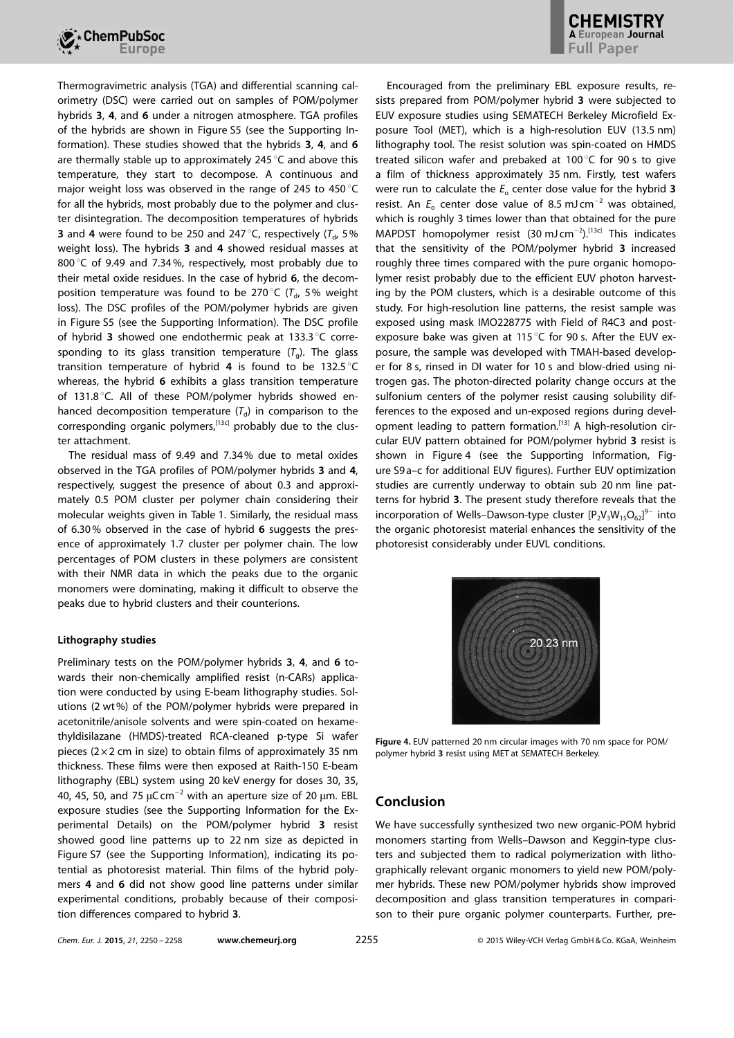Thermogravimetric analysis (TGA) and differential scanning calorimetry (DSC) were carried out on samples of POM/polymer hybrids **3**, **4**, and **6** under a nitrogen atmosphere. TGA profiles of the hybrids are shown in Figure S5 (see the Supporting Information). These studies showed that the hybrids **3**, **4**, and **6** are thermally stable up to approximately 245 °C and above this temperature, they start to decompose. A continuous and major weight loss was observed in the range of 245 to 450 °C for all the hybrids, most probably due to the polymer and cluster disintegration. The decomposition temperatures of hybrids **3** and **4** were found to be 250 and 247 °C, respectively ($T_d$, 5% weight loss). The hybrids **3** and **4** showed residual masses at 800 °C of 9.49 and 7.34%, respectively, most probably due to their metal oxide residues. In the case of hybrid **6**, the decomposition temperature was found to be 270 °C ($T_d$, 5% weight loss). The DSC profiles of the POM/polymer hybrids are given in Figure S5 (see the Supporting Information). The DSC profile of hybrid **3** showed one endothermic peak at 133.3 °C corresponding to its glass transition temperature ($T_g$). The glass transition temperature of hybrid **4** is found to be 132.5 °C whereas, the hybrid **6** exhibits a glass transition temperature of 131.8 °C. All of these POM/polymer hybrids showed enhanced decomposition temperature ($T_d$) in comparison to the corresponding organic polymers,[13c] probably due to the cluster attachment.

The residual mass of 9.49 and 7.34% due to metal oxides observed in the TGA profiles of POM/polymer hybrids **3** and **4**, respectively, suggest the presence of about 0.3 and approximately 0.5 POM cluster per polymer chain considering their molecular weights given in Table 1. Similarly, the residual mass of 6.30% observed in the case of hybrid **6** suggests the presence of approximately 1.7 cluster per polymer chain. The low percentages of POM clusters in these polymers are consistent with their NMR data in which the peaks due to the organic monomers were dominating, making it difficult to observe the peaks due to hybrid clusters and their counterions.

### Lithography studies

Preliminary tests on the POM/polymer hybrids **3**, **4**, and **6** towards their non-chemically amplified resist (n-CARs) application were conducted by using E-beam lithography studies. Solutions (2 wt%) of the POM/polymer hybrids were prepared in acetonitrile/anisole solvents and were spin-coated on hexamethyldisilazane (HMDS)-treated RCA-cleaned p-type Si wafer pieces (2×2 cm in size) to obtain films of approximately 35 nm thickness. These films were then exposed at Raith-150 E-beam lithography (EBL) system using 20 keV energy for doses 30, 35, 40, 45, 50, and 75 μC cm$^{-2}$ with an aperture size of 20 μm. EBL exposure studies (see the Supporting Information for the Experimental Details) on the POM/polymer hybrid **3** resist showed good line patterns up to 22 nm size as depicted in Figure S7 (see the Supporting Information), indicating its potential as photoresist material. Thin films of the hybrid polymers **4** and **6** did not show good line patterns under similar experimental conditions, probably because of their composition differences compared to hybrid **3**.

Encouraged from the preliminary EBL exposure results, resists prepared from POM/polymer hybrid **3** were subjected to EUV exposure studies using SEMATECH Berkeley Microfield Exposure Tool (MET), which is a high-resolution EUV (13.5 nm) lithography tool. The resist solution was spin-coated on HMDS treated silicon wafer and prebaked at 100 °C for 90 s to give a film of thickness approximately 35 nm. Firstly, test wafers were run to calculate the $E_o$ center dose value for the hybrid **3** resist. An $E_o$ center dose value of 8.5 mJ cm$^{-2}$ was obtained, which is roughly 3 times lower than that obtained for the pure MAPDST homopolymer resist (30 mJ cm$^{-2}$).[13c] This indicates that the sensitivity of the POM/polymer hybrid **3** increased roughly three times compared with the pure organic homopolymer resist probably due to the efficient EUV photon harvesting by the POM clusters, which is a desirable outcome of this study. For high-resolution line patterns, the resist sample was exposed using mask IMO228775 with Field of R4C3 and post-exposure bake was given at 115 °C for 90 s. After the EUV exposure, the sample was developed with TMAH-based developer for 8 s, rinsed in DI water for 10 s and blow-dried using nitrogen gas. The photon-directed polarity change occurs at the sulfonium centers of the polymer resist causing solubility differences to the exposed and un-exposed regions during development leading to pattern formation.[13] A high-resolution circular EUV pattern obtained for POM/polymer hybrid **3** resist is shown in Figure 4 (see the Supporting Information, Figure S9 a–c for additional EUV figures). Further EUV optimization studies are currently underway to obtain sub 20 nm line patterns for hybrid **3**. The present study therefore reveals that the incorporation of Wells–Dawson-type cluster $[P_2V_3W_{15}O_{62}]^{9-}$ into the organic photoresist material enhances the sensitivity of the photoresist considerably under EUVL conditions.

**Figure 4.** EUV patterned 20 nm circular images with 70 nm space for POM/polymer hybrid **3** resist using MET at SEMATECH Berkeley.

## Conclusion

We have successfully synthesized two new organic-POM hybrid monomers starting from Wells–Dawson and Keggin-type clusters and subjected them to radical polymerization with lithographically relevant organic monomers to yield new POM/polymer hybrids. These new POM/polymer hybrids show improved decomposition and glass transition temperatures in comparison to their pure organic polymer counterparts. Further, pre-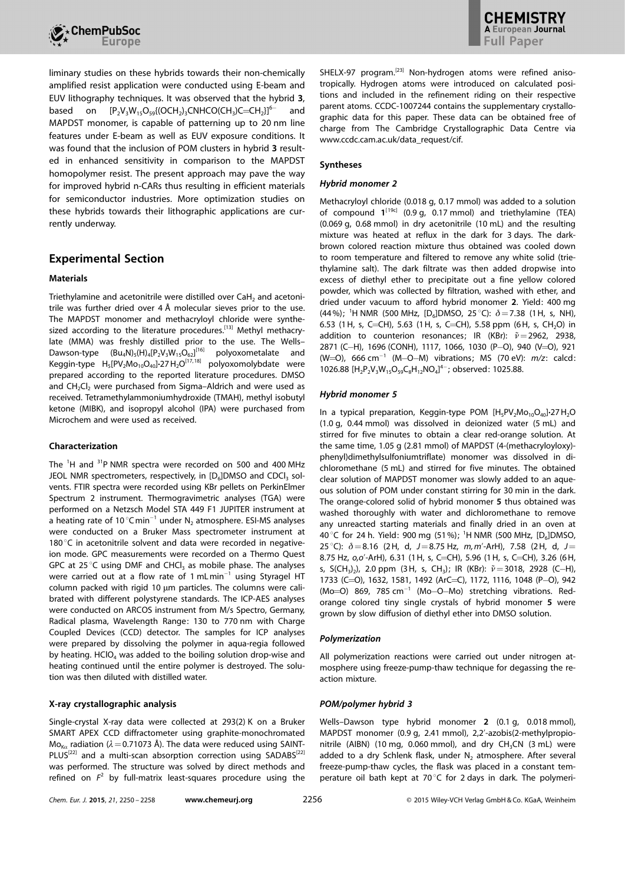liminary studies on these hybrids towards their non-chemically amplified resist application were conducted using E-beam and EUV lithography techniques. It was observed that the hybrid **3**, based on $[P_2V_3W_{15}O_{59}\{(OCH_2)_3CNHCO(CH_3)C{=}CH_2\}]^{6-}$ and MAPDST monomer, is capable of patterning up to 20 nm line features under E-beam as well as EUV exposure conditions. It was found that the inclusion of POM clusters in hybrid **3** resulted in enhanced sensitivity in comparison to the MAPDST homopolymer resist. The present approach may pave the way for improved hybrid n-CARs thus resulting in efficient materials for semiconductor industries. More optimization studies on these hybrids towards their lithographic applications are currently underway.

## Experimental Section

### Materials

Triethylamine and acetonitrile were distilled over $CaH_2$ and acetonitrile was further dried over 4 Å molecular sieves prior to the use. The MAPDST monomer and methacryloyl chloride were synthesized according to the literature procedures.[13] Methyl methacrylate (MMA) was freshly distilled prior to the use. The Wells–Dawson-type $(Bu_4N)_5(H)_4[P_2V_3W_{15}O_{62}]$[16] polyoxometalate and Keggin-type $H_5[PV_2Mo_{10}O_{40}]{\cdot}27\,H_2O$[17,18] polyoxomolybdate were prepared according to the reported literature procedures. DMSO and $CH_2Cl_2$ were purchased from Sigma–Aldrich and were used as received. Tetramethylammoniumhydroxide (TMAH), methyl isobutyl ketone (MIBK), and isopropyl alcohol (IPA) were purchased from Microchem and were used as received.

### Characterization

The $^1H$ and $^{31}P$ NMR spectra were recorded on 500 and 400 MHz JEOL NMR spectrometers, respectively, in $[D_6]$DMSO and $CDCl_3$ solvents. FTIR spectra were recorded using KBr pellets on PerkinElmer Spectrum 2 instrument. Thermogravimetric analyses (TGA) were performed on a Netzsch Model STA 449 F1 JUPITER instrument at a heating rate of 10 °C min$^{-1}$ under $N_2$ atmosphere. ESI-MS analyses were conducted on a Bruker Mass spectrometer instrument at 180 °C in acetonitrile solvent and data were recorded in negative-ion mode. GPC measurements were recorded on a Thermo Quest GPC at 25 °C using DMF and $CHCl_3$ as mobile phase. The analyses were carried out at a flow rate of 1 mL min$^{-1}$ using Styragel HT column packed with rigid 10 μm particles. The columns were calibrated with different polystyrene standards. The ICP-AES analyses were conducted on ARCOS instrument from M/s Spectro, Germany, Radical plasma, Wavelength Range: 130 to 770 nm with Charge Coupled Devices (CCD) detector. The samples for ICP analyses were prepared by dissolving the polymer in aqua-regia followed by heating. $HClO_4$ was added to the boiling solution drop-wise and heating continued until the entire polymer is destroyed. The solution was then diluted with distilled water.

### X-ray crystallographic analysis

Single-crystal X-ray data were collected at 293(2) K on a Bruker SMART APEX CCD diffractometer using graphite-monochromated $Mo_{K\alpha}$ radiation ($\lambda = 0.71073$ Å). The data were reduced using SAINT-PLUS[22] and a multi-scan absorption correction using SADABS[22] was performed. The structure was solved by direct methods and refined on $F^2$ by full-matrix least-squares procedure using the SHELX-97 program.[23] Non-hydrogen atoms were refined anisotropically. Hydrogen atoms were introduced on calculated positions and included in the refinement riding on their respective parent atoms. CCDC-1007244 contains the supplementary crystallographic data for this paper. These data can be obtained free of charge from The Cambridge Crystallographic Data Centre via www.ccdc.cam.ac.uk/data_request/cif.

### Syntheses

#### *Hybrid monomer 2*

Methacryloyl chloride (0.018 g, 0.17 mmol) was added to a solution of compound **1**[19c] (0.9 g, 0.17 mmol) and triethylamine (TEA) (0.069 g, 0.68 mmol) in dry acetonitrile (10 mL) and the resulting mixture was heated at reflux in the dark for 3 days. The dark-brown colored reaction mixture thus obtained was cooled down to room temperature and filtered to remove any white solid (triethylamine salt). The dark filtrate was then added dropwise into excess of diethyl ether to precipitate out a fine yellow colored powder, which was collected by filtration, washed with ether, and dried under vacuum to afford hybrid monomer **2**. Yield: 400 mg (44%); $^1H$ NMR (500 MHz, $[D_6]$DMSO, 25 °C): $\delta = 7.38$ (1H, s, NH), 6.53 (1H, s, C=CH), 5.63 (1H, s, C=CH), 5.58 ppm (6H, s, $CH_2O$) in addition to counterion resonances; IR (KBr): $\tilde{\nu} = 2962$, 2938, 2871 (C–H), 1696 (CONH), 1117, 1066, 1030 (P–O), 940 (V=O), 921 (W=O), 666 cm$^{-1}$ (M–O–M) vibrations; MS (70 eV): *m/z*: calcd: 1026.88 $[H_2P_2V_3W_{15}O_{59}C_8H_{12}NO_4]^{4-}$; observed: 1025.88.

#### *Hybrid monomer 5*

In a typical preparation, Keggin-type POM $[H_5PV_2Mo_{10}O_{40}]{\cdot}27\,H_2O$ (1.0 g, 0.44 mmol) was dissolved in deionized water (5 mL) and stirred for five minutes to obtain a clear red-orange solution. At the same time, 1.05 g (2.81 mmol) of MAPDST (4-(methacryloyloxy)-phenyl)dimethylsulfoniumtriflate) monomer was dissolved in dichloromethane (5 mL) and stirred for five minutes. The obtained clear solution of MAPDST monomer was slowly added to an aqueous solution of POM under constant stirring for 30 min in the dark. The orange-colored solid of hybrid monomer **5** thus obtained was washed thoroughly with water and dichloromethane to remove any unreacted starting materials and finally dried in an oven at 40 °C for 24 h. Yield: 900 mg (51%); $^1H$ NMR (500 MHz, $[D_6]$DMSO, 25 °C): $\delta = 8.16$ (2H, d, $J = 8.75$ Hz, *m,m'*-ArH), 7.58 (2H, d, $J = 8.75$ Hz, *o,o'*-ArH), 6.31 (1H, s, C=CH), 5.96 (1H, s, C=CH), 3.26 (6H, s, $S(CH_3)_2$), 2.0 ppm (3H, s, $CH_3$); IR (KBr): $\tilde{\nu} = 3018$, 2928 (C–H), 1733 (C=O), 1632, 1581, 1492 (ArC=C), 1172, 1116, 1048 (P–O), 942 (Mo=O) 869, 785 cm$^{-1}$ (Mo–O–Mo) stretching vibrations. Red-orange colored tiny single crystals of hybrid monomer **5** were grown by slow diffusion of diethyl ether into DMSO solution.

### Polymerization

All polymerization reactions were carried out under nitrogen atmosphere using freeze-pump-thaw technique for degassing the reaction mixture.

#### *POM/polymer hybrid 3*

Wells–Dawson type hybrid monomer **2** (0.1 g, 0.018 mmol), MAPDST monomer (0.9 g, 2.41 mmol), 2,2′-azobis(2-methylpropionitrile (AIBN) (10 mg, 0.060 mmol), and dry $CH_3CN$ (3 mL) were added to a dry Schlenk flask, under $N_2$ atmosphere. After several freeze-pump-thaw cycles, the flask was placed in a constant temperature oil bath kept at 70 °C for 2 days in dark. The polymeri-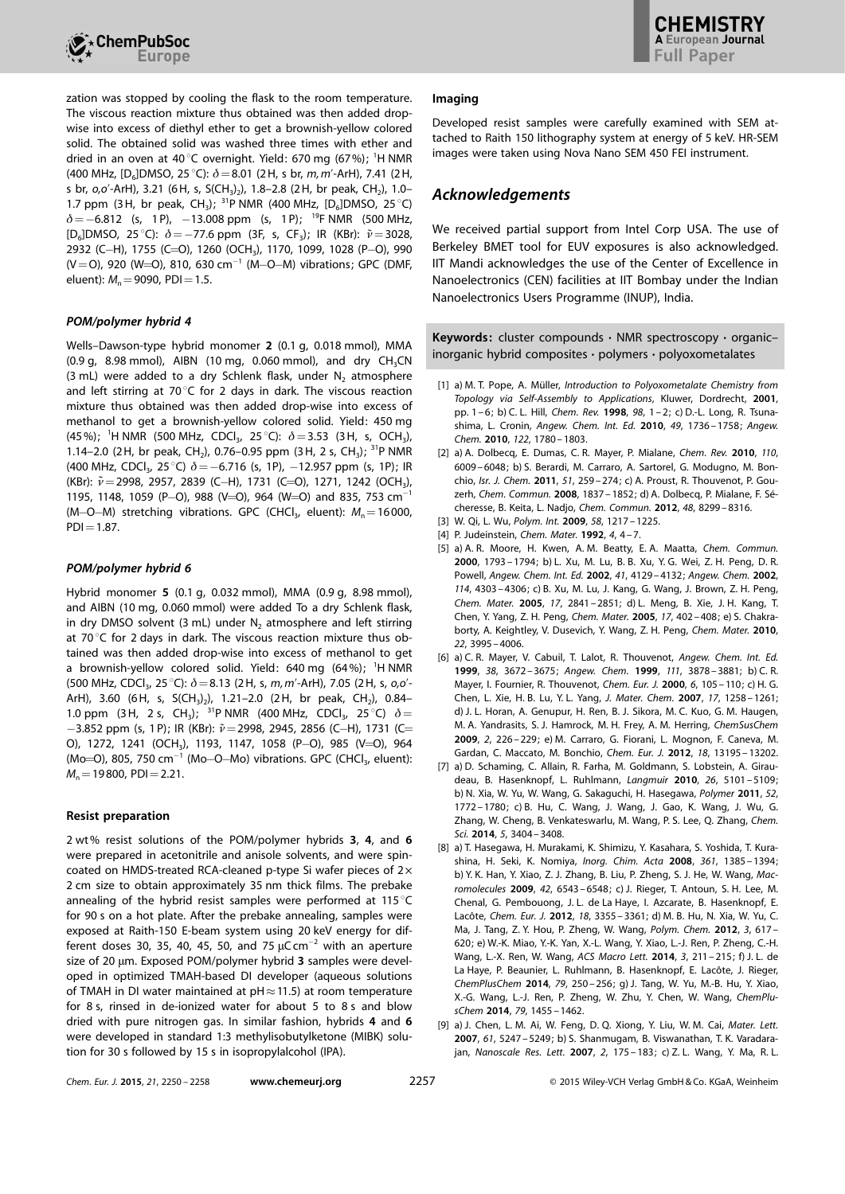zation was stopped by cooling the flask to the room temperature. The viscous reaction mixture thus obtained was then added dropwise into excess of diethyl ether to get a brownish-yellow colored solid. The obtained solid was washed three times with ether and dried in an oven at 40 °C overnight. Yield: 670 mg (67 %); $^1$H NMR (400 MHz, [D$_6$]DMSO, 25 °C): $\delta$ = 8.01 (2 H, s br, *m,m'*-ArH), 7.41 (2 H, s br, *o,o'*-ArH), 3.21 (6 H, s, S(CH$_3$)$_2$), 1.8–2.8 (2 H, br peak, CH$_2$), 1.0–1.7 ppm (3 H, br peak, CH$_3$); $^{31}$P NMR (400 MHz, [D$_6$]DMSO, 25 °C) $\delta$ = −6.812 (s, 1 P), −13.008 ppm (s, 1 P); $^{19}$F NMR (500 MHz, [D$_6$]DMSO, 25 °C): $\delta$ = −77.6 ppm (3F, s, CF$_3$); IR (KBr): $\tilde{\nu}$ = 3028, 2932 (C–H), 1755 (C=O), 1260 (OCH$_3$), 1170, 1099, 1028 (P–O), 990 (V=O), 920 (W=O), 810, 630 cm$^{-1}$ (M–O–M) vibrations; GPC (DMF, eluent): $M_n$ = 9090, PDI = 1.5.

#### POM/polymer hybrid 4

Wells–Dawson-type hybrid monomer **2** (0.1 g, 0.018 mmol), MMA (0.9 g, 8.98 mmol), AIBN (10 mg, 0.060 mmol), and dry CH$_3$CN (3 mL) were added to a dry Schlenk flask, under N$_2$ atmosphere and left stirring at 70 °C for 2 days in dark. The viscous reaction mixture thus obtained was then added drop-wise into excess of methanol to get a brownish-yellow colored solid. Yield: 450 mg (45 %); $^1$H NMR (500 MHz, CDCl$_3$, 25 °C): $\delta$ = 3.53 (3 H, s, OCH$_3$), 1.14–2.0 (2 H, br peak, CH$_2$), 0.76–0.95 ppm (3 H, 2 s, CH$_3$); $^{31}$P NMR (400 MHz, CDCl$_3$, 25 °C) $\delta$ = −6.716 (s, 1P), −12.957 ppm (s, 1P); IR (KBr): $\tilde{\nu}$ = 2998, 2957, 2839 (C–H), 1731 (C=O), 1271, 1242 (OCH$_3$), 1195, 1148, 1059 (P–O), 988 (V=O), 964 (W=O) and 835, 753 cm$^{-1}$ (M–O–M) stretching vibrations. GPC (CHCl$_3$, eluent): $M_n$ = 16 000, PDI = 1.87.

#### POM/polymer hybrid 6

Hybrid monomer **5** (0.1 g, 0.032 mmol), MMA (0.9 g, 8.98 mmol), and AIBN (10 mg, 0.060 mmol) were added To a dry Schlenk flask, in dry DMSO solvent (3 mL) under N$_2$ atmosphere and left stirring at 70 °C for 2 days in dark. The viscous reaction mixture thus obtained was then added drop-wise into excess of methanol to get a brownish-yellow colored solid. Yield: 640 mg (64 %); $^1$H NMR (500 MHz, CDCl$_3$, 25 °C): $\delta$ = 8.13 (2 H, s, *m,m'*-ArH), 7.05 (2 H, s, *o,o'*-ArH), 3.60 (6 H, s, S(CH$_3$)$_2$), 1.21–2.0 (2 H, br peak, CH$_2$), 0.84–1.0 ppm (3 H, 2 s, CH$_3$); $^{31}$P NMR (400 MHz, CDCl$_3$, 25 °C) $\delta$ = −3.852 ppm (s, 1 P); IR (KBr): $\tilde{\nu}$ = 2998, 2945, 2856 (C–H), 1731 (C=O), 1272, 1241 (OCH$_3$), 1193, 1147, 1058 (P–O), 985 (V=O), 964 (Mo=O), 805, 750 cm$^{-1}$ (Mo–O–Mo) vibrations. GPC (CHCl$_3$, eluent): $M_n$ = 19 800, PDI = 2.21.

#### Resist preparation

2 wt % resist solutions of the POM/polymer hybrids **3**, **4**, and **6** were prepared in acetonitrile and anisole solvents, and were spin-coated on HMDS-treated RCA-cleaned p-type Si wafer pieces of 2 × 2 cm size to obtain approximately 35 nm thick films. The prebake annealing of the hybrid resist samples were performed at 115 °C for 90 s on a hot plate. After the prebake annealing, samples were exposed at Raith-150 E-beam system using 20 keV energy for different doses 30, 35, 40, 45, 50, and 75 µC cm$^{-2}$ with an aperture size of 20 µm. Exposed POM/polymer hybrid **3** samples were developed in optimized TMAH-based DI developer (aqueous solutions of TMAH in DI water maintained at pH ≈ 11.5) at room temperature for 8 s, rinsed in de-ionized water for about 5 to 8 s and blow dried with pure nitrogen gas. In similar fashion, hybrids **4** and **6** were developed in standard 1:3 methylisobutylketone (MIBK) solution for 30 s followed by 15 s in isopropylalcohol (IPA).

#### Imaging

Developed resist samples were carefully examined with SEM attached to Raith 150 lithography system at energy of 5 keV. HR-SEM images were taken using Nova Nano SEM 450 FEI instrument.

## Acknowledgements

We received partial support from Intel Corp USA. The use of Berkeley BMET tool for EUV exposures is also acknowledged. IIT Mandi acknowledges the use of the Center of Excellence in Nanoelectronics (CEN) facilities at IIT Bombay under the Indian Nanoelectronics Users Programme (INUP), India.

**Keywords:** cluster compounds · NMR spectroscopy · organic–inorganic hybrid composites · polymers · polyoxometalates

[1] a) M. T. Pope, A. Müller, *Introduction to Polyoxometalate Chemistry from Topology via Self-Assembly to Applications*, Kluwer, Dordrecht, **2001**, pp. 1–6; b) C. L. Hill, *Chem. Rev.* **1998**, *98*, 1–2; c) D.-L. Long, R. Tsunashima, L. Cronin, *Angew. Chem. Int. Ed.* **2010**, *49*, 1736–1758; *Angew. Chem.* **2010**, *122*, 1780–1803.

[2] a) A. Dolbecq, E. Dumas, C. R. Mayer, P. Mialane, *Chem. Rev.* **2010**, *110*, 6009–6048; b) S. Berardi, M. Carraro, A. Sartorel, G. Modugno, M. Bonchio, *Isr. J. Chem.* **2011**, *51*, 259–274; c) A. Proust, R. Thouvenot, P. Gouzerh, *Chem. Commun.* **2008**, 1837–1852; d) A. Dolbecq, P. Mialane, F. Sécheresse, B. Keita, L. Nadjo, *Chem. Commun.* **2012**, *48*, 8299–8316.

[3] W. Qi, L. Wu, *Polym. Int.* **2009**, *58*, 1217–1225.

[4] P. Judeinstein, *Chem. Mater.* **1992**, *4*, 4–7.

[5] a) A. R. Moore, H. Kwen, A. M. Beatty, E. A. Maatta, *Chem. Commun.* **2000**, 1793–1794; b) L. Xu, M. Lu, B. B. Xu, Y. G. Wei, Z. H. Peng, D. R. Powell, *Angew. Chem. Int. Ed.* **2002**, *41*, 4129–4132; *Angew. Chem.* **2002**, *114*, 4303–4306; c) B. Xu, M. Lu, J. Kang, G. Wang, J. Brown, Z. H. Peng, *Chem. Mater.* **2005**, *17*, 2841–2851; d) L. Meng, B. Xie, J. H. Kang, T. Chen, Y. Yang, Z. H. Peng, *Chem. Mater.* **2005**, *17*, 402–408; e) S. Chakraborty, A. Keightley, V. Dusevich, Y. Wang, Z. H. Peng, *Chem. Mater.* **2010**, *22*, 3995–4006.

[6] a) C. R. Mayer, V. Cabuil, T. Lalot, R. Thouvenot, *Angew. Chem. Int. Ed.* **1999**, *38*, 3672–3675; *Angew. Chem.* **1999**, *111*, 3878–3881; b) C. R. Mayer, I. Fournier, R. Thouvenot, *Chem. Eur. J.* **2000**, *6*, 105–110; c) H. G. Chen, L. Xie, H. B. Lu, Y. L. Yang, *J. Mater. Chem.* **2007**, *17*, 1258–1261; d) J. L. Horan, A. Genupur, H. Ren, B. J. Sikora, M. C. Kuo, G. M. Haugen, M. A. Yandrasits, S. J. Hamrock, M. H. Frey, A. M. Herring, *ChemSusChem* **2009**, *2*, 226–229; e) M. Carraro, G. Fiorani, L. Mognon, F. Caneva, M. Gardan, C. Maccato, M. Bonchio, *Chem. Eur. J.* **2012**, *18*, 13195–13202.

[7] a) D. Schaming, C. Allain, R. Farha, M. Goldmann, S. Lobstein, A. Giraudeau, B. Hasenknopf, L. Ruhlmann, *Langmuir* **2010**, *26*, 5101–5109; b) N. Xia, W. Yu, W. Wang, G. Sakaguchi, H. Hasegawa, *Polymer* **2011**, *52*, 1772–1780; c) B. Hu, C. Wang, J. Wang, J. Gao, K. Wang, J. Wu, G. Zhang, W. Cheng, B. Venkateswarlu, M. Wang, P. S. Lee, Q. Zhang, *Chem. Sci.* **2014**, *5*, 3404–3408.

[8] a) T. Hasegawa, H. Murakami, K. Shimizu, Y. Kasahara, S. Yoshida, T. Kurashina, H. Seki, K. Nomiya, *Inorg. Chim. Acta* **2008**, *361*, 1385–1394; b) Y. K. Han, Y. Xiao, Z. J. Zhang, B. Liu, P. Zheng, S. J. He, W. Wang, *Macromolecules* **2009**, *42*, 6543–6548; c) J. Rieger, T. Antoun, S. H. Lee, M. Chenal, G. Pembouong, J. L. de La Haye, I. Azcarate, B. Hasenknopf, E. Lacôte, *Chem. Eur. J.* **2012**, *18*, 3355–3361; d) M. B. Hu, N. Xia, W. Yu, C. Ma, J. Tang, Z. Y. Hou, P. Zheng, W. Wang, *Polym. Chem.* **2012**, *3*, 617–620; e) W.-K. Miao, Y.-K. Yan, X.-L. Wang, Y. Xiao, L.-J. Ren, P. Zheng, C.-H. Wang, L.-X. Ren, W. Wang, *ACS Macro Lett.* **2014**, *3*, 211–215; f) J. L. de La Haye, P. Beaunier, L. Ruhlmann, B. Hasenknopf, E. Lacôte, J. Rieger, *ChemPlusChem* **2014**, *79*, 250–256; g) J. Tang, W. Yu, M.-B. Hu, Y. Xiao, X.-G. Wang, L.-J. Ren, P. Zheng, W. Zhu, Y. Chen, W. Wang, *ChemPlusChem* **2014**, *79*, 1455–1462.

[9] a) J. Chen, L. M. Ai, W. Feng, D. Q. Xiong, Y. Liu, W. M. Cai, *Mater. Lett.* **2007**, *61*, 5247–5249; b) S. Shanmugam, B. Viswanathan, T. K. Varadarajan, *Nanoscale Res. Lett.* **2007**, *2*, 175–183; c) Z. L. Wang, Y. Ma, R. L.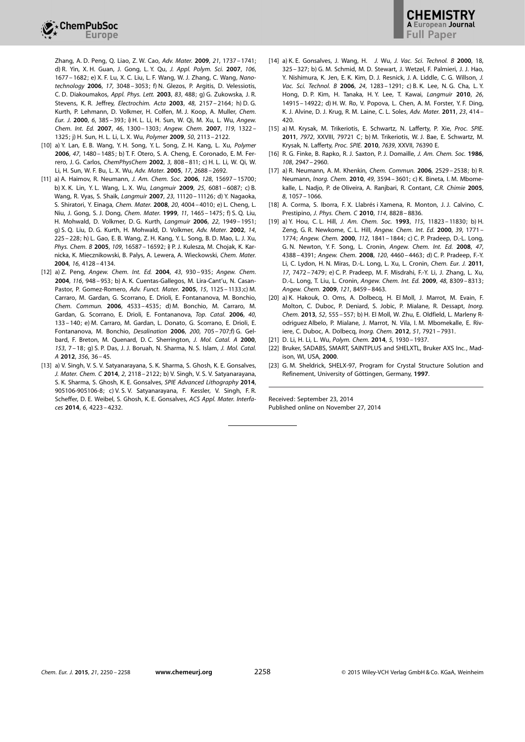Zhang, A. D. Peng, Q. Liao, Z. W. Cao, *Adv. Mater.* **2009**, *21*, 1737 – 1741; d) R. Yin, X. H. Guan, J. Gong, L. Y. Qu, *J. Appl. Polym. Sci.* **2007**, *106*, 1677 – 1682; e) X. F. Lu, X. C. Liu, L. F. Wang, W. J. Zhang, C. Wang, *Nanotechnology* **2006**, *17*, 3048 – 3053; f) N. Glezos, P. Argitis, D. Velessiotis, C. D. Diakoumakos, *Appl. Phys. Lett.* **2003**, *83*, 488; g) G. Zukowska, J. R. Stevens, K. R. Jeffrey, *Electrochim. Acta* **2003**, *48*, 2157 – 2164; h) D. G. Kurth, P. Lehmann, D. Volkmer, H. Colfen, M. J. Koop, A. Muller, *Chem. Eur. J.* **2000**, *6*, 385 – 393; i) H. L. Li, H. Sun, W. Qi, M. Xu, L. Wu, *Angew. Chem. Int. Ed.* **2007**, *46*, 1300 – 1303; *Angew. Chem.* **2007**, *119*, 1322 – 1325; j) H. Sun, H. L. Li, L. X. Wu, *Polymer* **2009**, *50*, 2113 – 2122.

[10] a) Y. Lan, E. B. Wang, Y. H. Song, Y. L. Song, Z. H. Kang, L. Xu, *Polymer* **2006**, *47*, 1480 – 1485; b) T. F. Otero, S. A. Cheng, E. Coronado, E. M. Ferrero, J. G. Carlos, *ChemPhysChem* **2002**, *3*, 808 – 811; c) H. L. Li, W. Qi, W. Li, H. Sun, W. F. Bu, L. X. Wu, *Adv. Mater.* **2005**, *17*, 2688 – 2692.

[11] a) A. Haimov, R. Neumann, *J. Am. Chem. Soc.* **2006**, *128*, 15697 – 15700; b) X. K. Lin, Y. L. Wang, L. X. Wu, *Langmuir* **2009**, *25*, 6081 – 6087; c) B. Wang, R. Vyas, S. Shaik, *Langmuir* **2007**, *23*, 11120 – 11126; d) Y. Nagaoka, S. Shiratori, Y. Einaga, *Chem. Mater.* **2008**, *20*, 4004 – 4010; e) L. Cheng, L. Niu, J. Gong, S. J. Dong, *Chem. Mater.* **1999**, *11*, 1465 – 1475; f) S. Q. Liu, H. Mohwald, D. Volkmer, D. G. Kurth, *Langmuir* **2006**, *22*, 1949 – 1951; g) S. Q. Liu, D. G. Kurth, H. Mohwald, D. Volkmer, *Adv. Mater.* **2002**, *14*, 225 – 228; h) L. Gao, E. B. Wang, Z. H. Kang, Y. L. Song, B. D. Mao, L. J. Xu, *Phys. Chem. B* **2005**, *109*, 16587 – 16592; i) P. J. Kulesza, M. Chojak, K. Karnicka, K. Miecznikowski, B. Palys, A. Lewera, A. Wieckowski, *Chem. Mater.* **2004**, *16*, 4128 – 4134.

[12] a) Z. Peng, *Angew. Chem. Int. Ed.* **2004**, *43*, 930 – 935; *Angew. Chem.* **2004**, *116*, 948 – 953; b) A. K. Cuentas-Gallegos, M. Lira-Cant'u, N. Casan-Pastor, P. Gomez-Romero, *Adv. Funct. Mater.* **2005**, *15*, 1125 – 1133;c) M. Carraro, M. Gardan, G. Scorrano, E. Drioli, E. Fontananova, M. Bonchio, *Chem. Commun.* **2006**, 4533 – 4535; d) M. Bonchio, M. Carraro, M. Gardan, G. Scorrano, E. Drioli, E. Fontananova, *Top. Catal.* **2006**, *40*, 133 – 140; e) M. Carraro, M. Gardan, L. Donato, G. Scorrano, E. Drioli, E. Fontananova, M. Bonchio, *Desalination* **2006**, *200*, 705 – 707;f) G. Gelbard, F. Breton, M. Quenard, D. C. Sherrington, *J. Mol. Catal. A* **2000**, *153*, 7 – 18; g) S. P. Das, J. J. Boruah, N. Sharma, N. S. Islam, *J. Mol. Catal. A* **2012**, *356*, 36 – 45.

[13] a) V. Singh, V. S. V. Satyanarayana, S. K. Sharma, S. Ghosh, K. E. Gonsalves, *J. Mater. Chem. C* **2014**, *2*, 2118 – 2122; b) V. Singh, V. S. V. Satyanarayana, S. K. Sharma, S. Ghosh, K. E. Gonsalves, *SPIE Advanced Lithography* **2014**, 905106-905106-8; c) V. S. V. Satyanarayana, F. Kessler, V. Singh, F. R. Scheffer, D. E. Weibel, S. Ghosh, K. E. Gonsalves, *ACS Appl. Mater. Interfaces* **2014**, *6*, 4223 – 4232.

[14] a) K. E. Gonsalves, J. Wang, H. J. Wu, *J. Vac. Sci. Technol. B* **2000**, 18, 325 – 327; b) G. M. Schmid, M. D. Stewart, J. Wetzel, F. Palmieri, J. J. Hao, Y. Nishimura, K. Jen, E. K. Kim, D. J. Resnick, J. A. Liddle, C. G. Willson, *J. Vac. Sci. Technol. B* **2006**, *24*, 1283 – 1291; c) B. K. Lee, N. G. Cha, L. Y. Hong, D. P. Kim, H. Tanaka, H. Y. Lee, T. Kawai, *Langmuir* **2010**, *26*, 14915 – 14922; d) H. W. Ro, V. Popova, L. Chen, A. M. Forster, Y. F. Ding, K. J. Alvine, D. J. Krug, R. M. Laine, C. L. Soles, *Adv. Mater.* **2011**, *23*, 414 – 420.

[15] a) M. Krysak, M. Trikeriotis, E. Schwartz, N. Lafferty, P. Xie, *Proc. SPIE.* **2011**, *7972*, XXVIII, 79721 C; b) M. Trikeriotis, W. J. Bae, E. Schwartz, M. Krysak, N. Lafferty, *Proc. SPIE.* **2010**, *7639*, XXVII, 76390 E.

[16] R. G. Finke, B. Rapko, R. J. Saxton, P. J. Domaille, *J. Am. Chem. Soc.* **1986**, *108*, 2947 – 2960.

[17] a) R. Neumann, A. M. Khenkin, *Chem. Commun.* **2006**, 2529 – 2538; b) R. Neumann, *Inorg. Chem.* **2010**, *49*, 3594 – 3601; c) K. Bineta, I. M. Mbomekalle, L. Nadjo, P. de Oliveira, A. Ranjbari, R. Contant, *C.R. Chimie* **2005**, *8*, 1057 – 1066.

[18] A. Corma, S. Iborra, F. X. Llabrés i Xamena, R. Monton, J. J. Calvino, C. Prestipino, *J. Phys. Chem. C* **2010**, *114*, 8828 – 8836.

[19] a) Y. Hou, C. L. Hill, *J. Am. Chem. Soc.* **1993**, *115*, 11823 – 11830; b) H. Zeng, G. R. Newkome, C. L. Hill, *Angew. Chem. Int. Ed.* **2000**, *39*, 1771 – 1774; *Angew. Chem.* **2000**, *112*, 1841 – 1844; c) C. P. Pradeep, D.-L. Long, G. N. Newton, Y. F. Song, L. Cronin, *Angew. Chem. Int. Ed.* **2008**, *47*, 4388 – 4391; *Angew. Chem.* **2008**, *120*, 4460 – 4463; d) C. P. Pradeep, F.-Y. Li, C. Lydon, H. N. Miras, D.-L. Long, L. Xu, L. Cronin, *Chem. Eur. J.* **2011**, *17*, 7472 – 7479; e) C. P. Pradeep, M. F. Misdrahi, F.-Y. Li, J. Zhang, L. Xu, D.-L. Long, T. Liu, L. Cronin, *Angew. Chem. Int. Ed.* **2009**, *48*, 8309 – 8313; *Angew. Chem.* **2009**, *121*, 8459 – 8463.

[20] a) K. Hakouk, O. Oms, A. Dolbecq, H. El Moll, J. Marrot, M. Evain, F. Molton, C. Duboc, P. Deniard, S. Jobic, P. Mialane, R. Dessapt, *Inorg. Chem.* **2013**, *52*, 555 – 557; b) H. El Moll, W. Zhu, E. Oldfield, L. Marleny Rodriguez Albelo, P. Mialane, J. Marrot, N. Vila, I. M. Mbomekalle, E. Riviere, C. Duboc, A. Dolbecq, *Inorg. Chem.* **2012**, *51*, 7921 – 7931.

[21] D. Li, H. Li, L. Wu, *Polym. Chem.* **2014**, *5*, 1930 – 1937.

[22] Bruker, SADABS, SMART, SAINTPLUS and SHELXTL, Bruker AXS Inc., Madison, WI, USA, **2000**.

[23] G. M. Sheldrick, SHELX-97, Program for Crystal Structure Solution and Refinement, University of Göttingen, Germany, **1997**.

Received: September 23, 2014
Published online on November 27, 2014